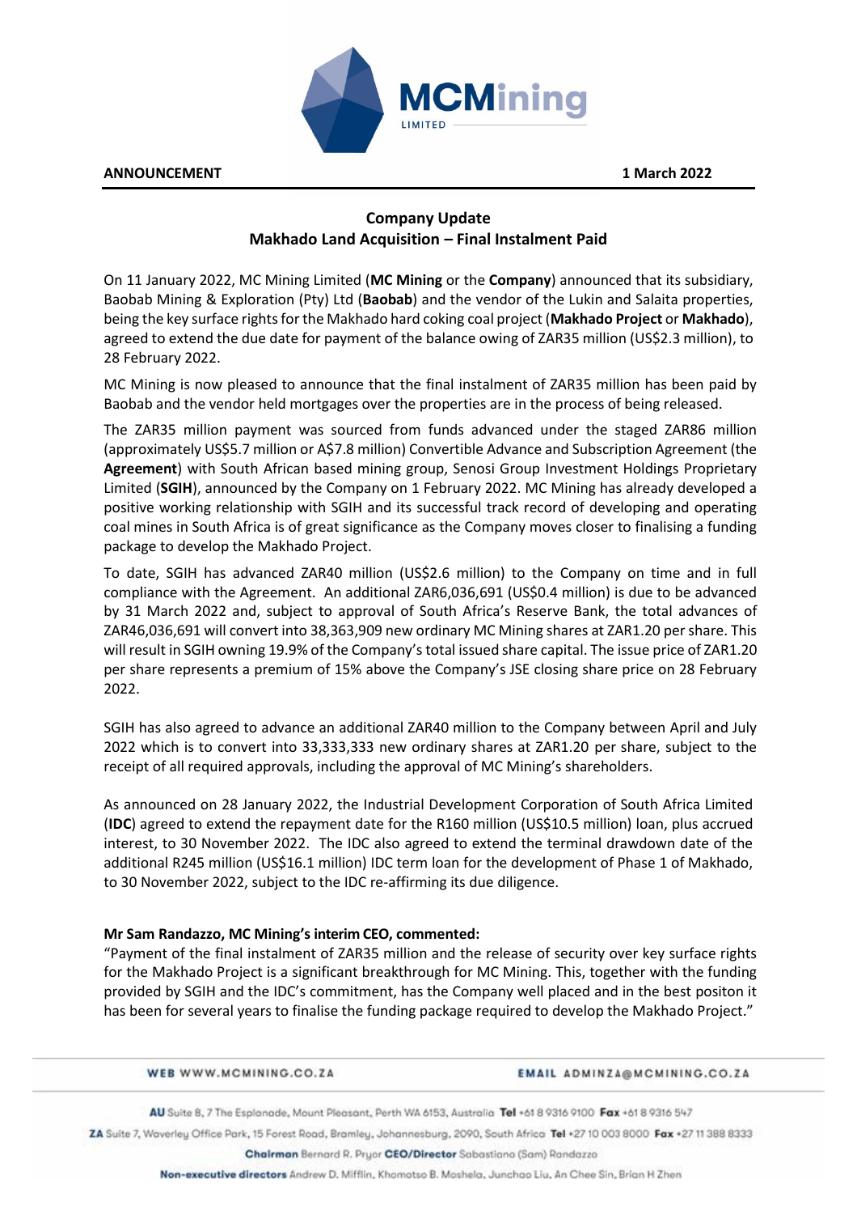**ANNOUNCEMENT** **1 March 2022**

## Company Update
## Makhado Land Acquisition – Final Instalment Paid

On 11 January 2022, MC Mining Limited (**MC Mining** or the **Company**) announced that its subsidiary, Baobab Mining & Exploration (Pty) Ltd (**Baobab**) and the vendor of the Lukin and Salaita properties, being the key surface rights for the Makhado hard coking coal project (**Makhado Project** or **Makhado**), agreed to extend the due date for payment of the balance owing of ZAR35 million (US$2.3 million), to 28 February 2022.

MC Mining is now pleased to announce that the final instalment of ZAR35 million has been paid by Baobab and the vendor held mortgages over the properties are in the process of being released.

The ZAR35 million payment was sourced from funds advanced under the staged ZAR86 million (approximately US$5.7 million or A$7.8 million) Convertible Advance and Subscription Agreement (the **Agreement**) with South African based mining group, Senosi Group Investment Holdings Proprietary Limited (**SGIH**), announced by the Company on 1 February 2022. MC Mining has already developed a positive working relationship with SGIH and its successful track record of developing and operating coal mines in South Africa is of great significance as the Company moves closer to finalising a funding package to develop the Makhado Project.

To date, SGIH has advanced ZAR40 million (US$2.6 million) to the Company on time and in full compliance with the Agreement. An additional ZAR6,036,691 (US$0.4 million) is due to be advanced by 31 March 2022 and, subject to approval of South Africa's Reserve Bank, the total advances of ZAR46,036,691 will convert into 38,363,909 new ordinary MC Mining shares at ZAR1.20 per share. This will result in SGIH owning 19.9% of the Company's total issued share capital. The issue price of ZAR1.20 per share represents a premium of 15% above the Company's JSE closing share price on 28 February 2022.

SGIH has also agreed to advance an additional ZAR40 million to the Company between April and July 2022 which is to convert into 33,333,333 new ordinary shares at ZAR1.20 per share, subject to the receipt of all required approvals, including the approval of MC Mining's shareholders.

As announced on 28 January 2022, the Industrial Development Corporation of South Africa Limited (**IDC**) agreed to extend the repayment date for the R160 million (US$10.5 million) loan, plus accrued interest, to 30 November 2022. The IDC also agreed to extend the terminal drawdown date of the additional R245 million (US$16.1 million) IDC term loan for the development of Phase 1 of Makhado, to 30 November 2022, subject to the IDC re-affirming its due diligence.

**Mr Sam Randazzo, MC Mining's interim CEO, commented:**

"Payment of the final instalment of ZAR35 million and the release of security over key surface rights for the Makhado Project is a significant breakthrough for MC Mining. This, together with the funding provided by SGIH and the IDC's commitment, has the Company well placed and in the best positon it has been for several years to finalise the funding package required to develop the Makhado Project."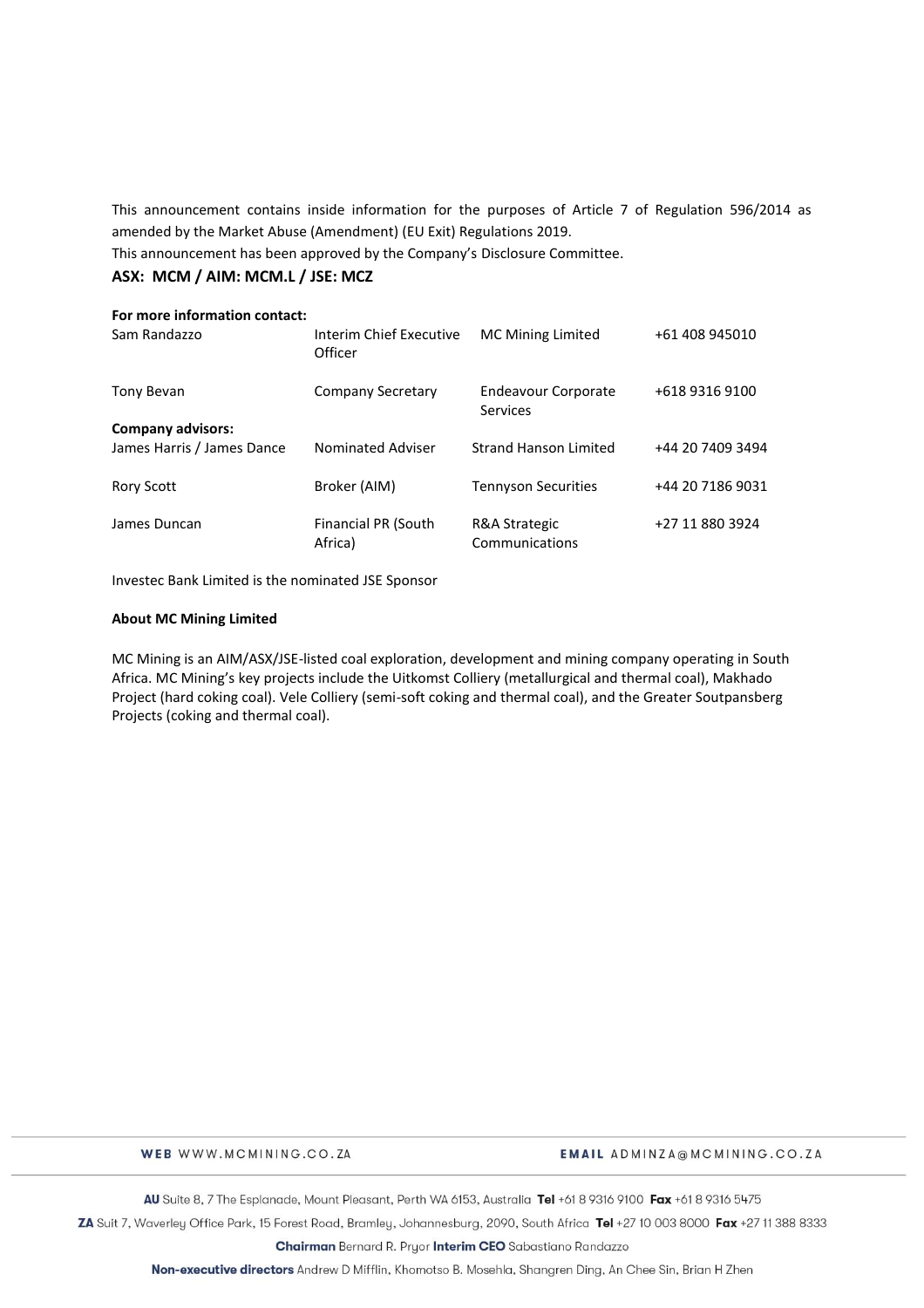This announcement contains inside information for the purposes of Article 7 of Regulation 596/2014 as amended by the Market Abuse (Amendment) (EU Exit) Regulations 2019.

This announcement has been approved by the Company's Disclosure Committee.

**ASX: MCM / AIM: MCM.L / JSE: MCZ**

**For more information contact:**

| | | | |
|---|---|---|---|
| Sam Randazzo | Interim Chief Executive Officer | MC Mining Limited | +61 408 945010 |
| Tony Bevan | Company Secretary | Endeavour Corporate Services | +618 9316 9100 |
| **Company advisors:** | | | |
| James Harris / James Dance | Nominated Adviser | Strand Hanson Limited | +44 20 7409 3494 |
| Rory Scott | Broker (AIM) | Tennyson Securities | +44 20 7186 9031 |
| James Duncan | Financial PR (South Africa) | R&A Strategic Communications | +27 11 880 3924 |

Investec Bank Limited is the nominated JSE Sponsor

**About MC Mining Limited**

MC Mining is an AIM/ASX/JSE-listed coal exploration, development and mining company operating in South Africa. MC Mining's key projects include the Uitkomst Colliery (metallurgical and thermal coal), Makhado Project (hard coking coal). Vele Colliery (semi-soft coking and thermal coal), and the Greater Soutpansberg Projects (coking and thermal coal).

**WEB** WWW.MCMINING.CO.ZA **EMAIL** ADMINZA@MCMINING.CO.ZA

**AU** Suite 8, 7 The Esplanade, Mount Pleasant, Perth WA 6153, Australia **Tel** +61 8 9316 9100 **Fax** +61 8 9316 5475

**ZA** Suit 7, Waverley Office Park, 15 Forest Road, Bramley, Johannesburg, 2090, South Africa **Tel** +27 10 003 8000 **Fax** +27 11 388 8333

**Chairman** Bernard R. Pryor **Interim CEO** Sabastiano Randazzo

**Non-executive directors** Andrew D Mifflin, Khomotso B. Mosehla, Shangren Ding, An Chee Sin, Brian H Zhen